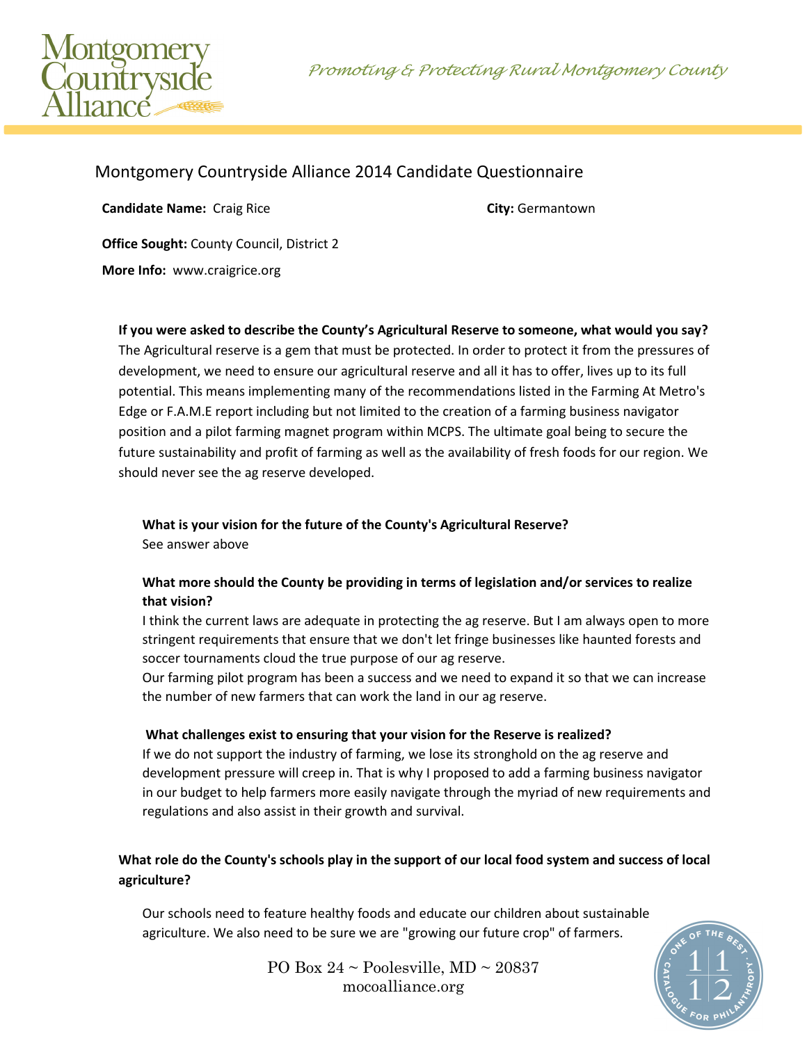Montgomery Countryside Alliance

*Promoting & Protecting Rural Montgomery County*

## Montgomery Countryside Alliance 2014 Candidate Questionnaire

**Candidate Name:** Craig Rice

**City:** Germantown

**Office Sought:** County Council, District 2

**More Info:** www.craigrice.org

**If you were asked to describe the County's Agricultural Reserve to someone, what would you say?**

The Agricultural reserve is a gem that must be protected. In order to protect it from the pressures of development, we need to ensure our agricultural reserve and all it has to offer, lives up to its full potential. This means implementing many of the recommendations listed in the Farming At Metro's Edge or F.A.M.E report including but not limited to the creation of a farming business navigator position and a pilot farming magnet program within MCPS. The ultimate goal being to secure the future sustainability and profit of farming as well as the availability of fresh foods for our region. We should never see the ag reserve developed.

**What is your vision for the future of the County's Agricultural Reserve?**

See answer above

**What more should the County be providing in terms of legislation and/or services to realize that vision?**

I think the current laws are adequate in protecting the ag reserve. But I am always open to more stringent requirements that ensure that we don't let fringe businesses like haunted forests and soccer tournaments cloud the true purpose of our ag reserve.

Our farming pilot program has been a success and we need to expand it so that we can increase the number of new farmers that can work the land in our ag reserve.

**What challenges exist to ensuring that your vision for the Reserve is realized?**

If we do not support the industry of farming, we lose its stronghold on the ag reserve and development pressure will creep in. That is why I proposed to add a farming business navigator in our budget to help farmers more easily navigate through the myriad of new requirements and regulations and also assist in their growth and survival.

**What role do the County's schools play in the support of our local food system and success of local agriculture?**

Our schools need to feature healthy foods and educate our children about sustainable agriculture. We also need to be sure we are "growing our future crop" of farmers.

PO Box 24 ~ Poolesville, MD ~ 20837
mocoalliance.org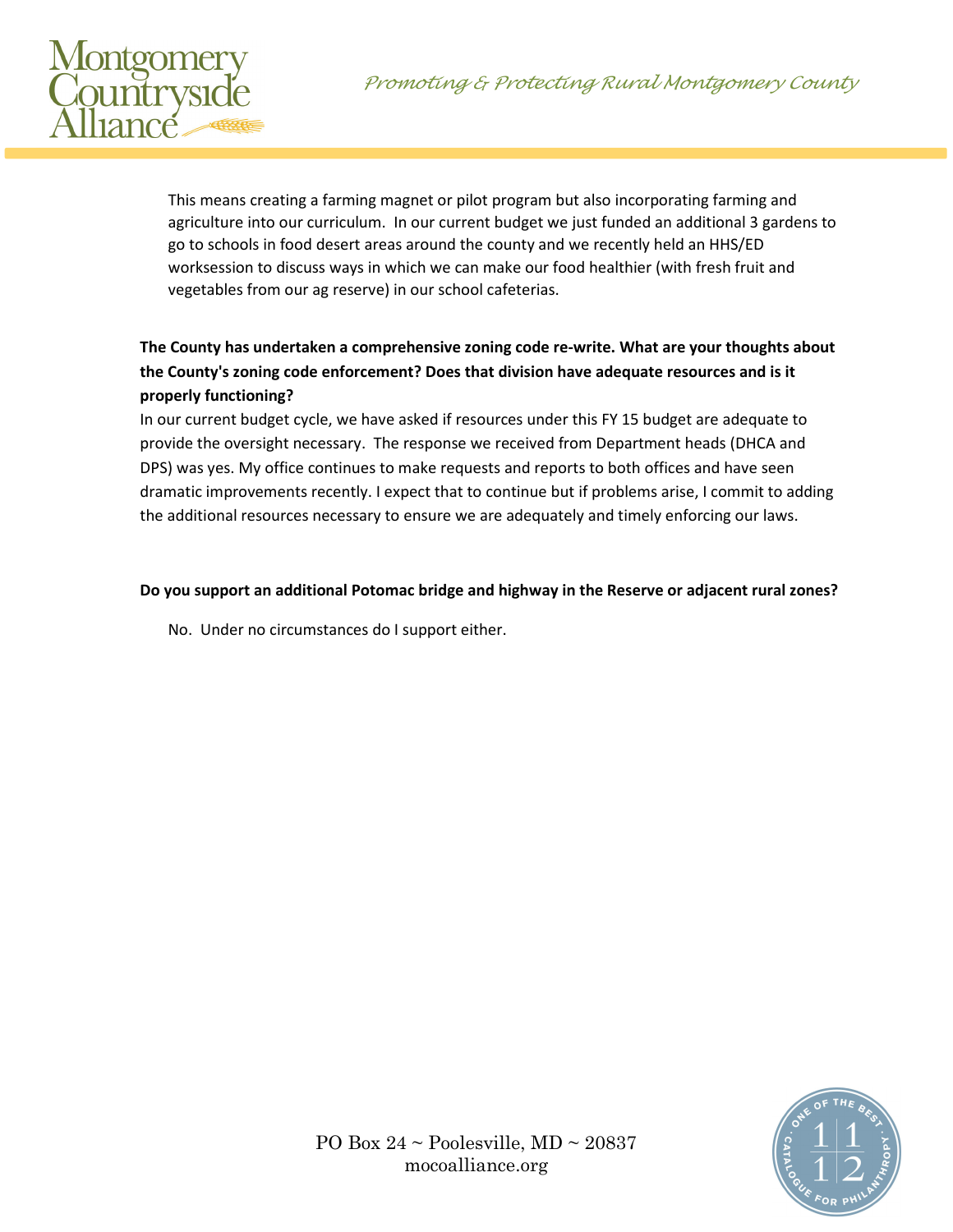This means creating a farming magnet or pilot program but also incorporating farming and agriculture into our curriculum. In our current budget we just funded an additional 3 gardens to go to schools in food desert areas around the county and we recently held an HHS/ED worksession to discuss ways in which we can make our food healthier (with fresh fruit and vegetables from our ag reserve) in our school cafeterias.

**The County has undertaken a comprehensive zoning code re-write. What are your thoughts about the County's zoning code enforcement? Does that division have adequate resources and is it properly functioning?**

In our current budget cycle, we have asked if resources under this FY 15 budget are adequate to provide the oversight necessary. The response we received from Department heads (DHCA and DPS) was yes. My office continues to make requests and reports to both offices and have seen dramatic improvements recently. I expect that to continue but if problems arise, I commit to adding the additional resources necessary to ensure we are adequately and timely enforcing our laws.

**Do you support an additional Potomac bridge and highway in the Reserve or adjacent rural zones?**

No. Under no circumstances do I support either.